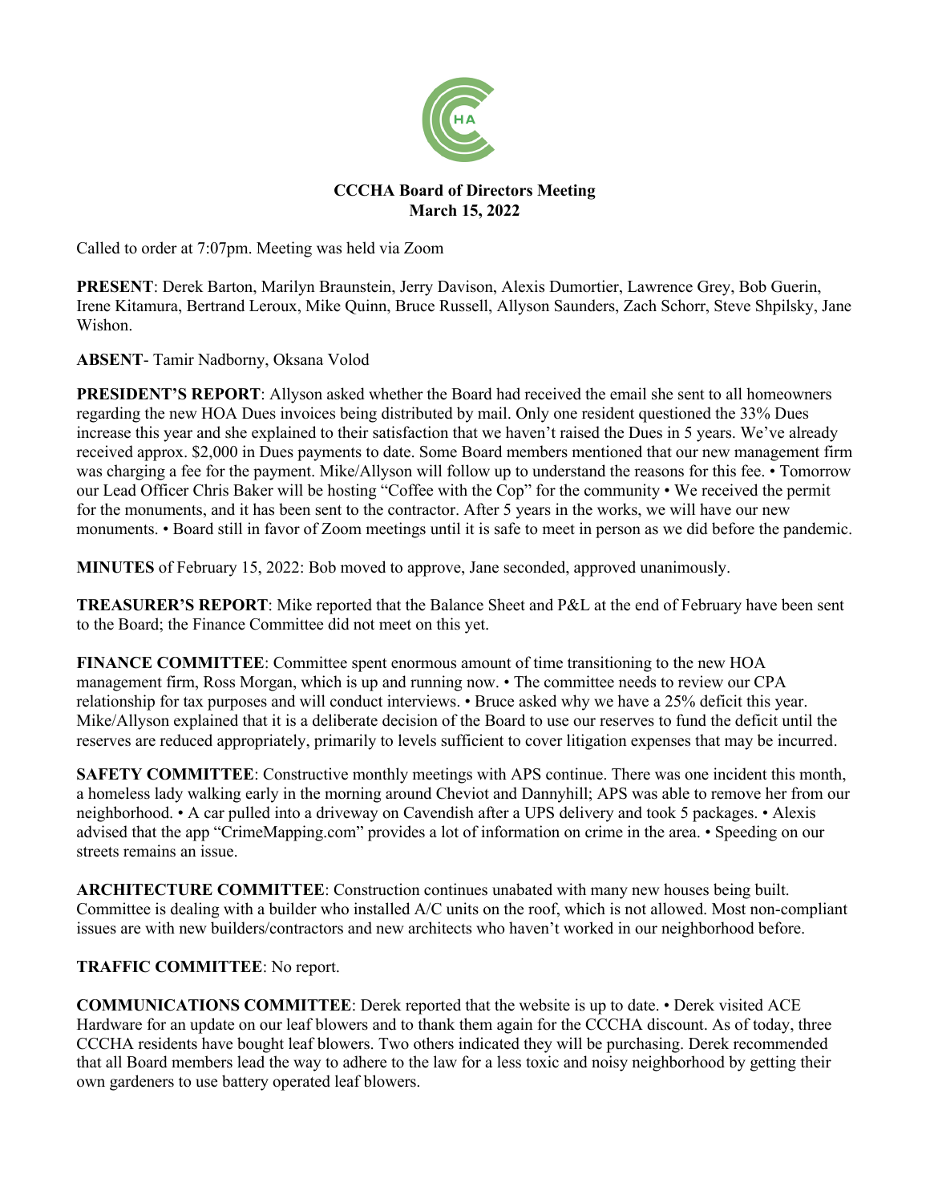**CCCHA Board of Directors Meeting**
**March 15, 2022**

Called to order at 7:07pm. Meeting was held via Zoom

**PRESENT**: Derek Barton, Marilyn Braunstein, Jerry Davison, Alexis Dumortier, Lawrence Grey, Bob Guerin, Irene Kitamura, Bertrand Leroux, Mike Quinn, Bruce Russell, Allyson Saunders, Zach Schorr, Steve Shpilsky, Jane Wishon.

**ABSENT**- Tamir Nadborny, Oksana Volod

**PRESIDENT'S REPORT**: Allyson asked whether the Board had received the email she sent to all homeowners regarding the new HOA Dues invoices being distributed by mail. Only one resident questioned the 33% Dues increase this year and she explained to their satisfaction that we haven't raised the Dues in 5 years. We've already received approx. $2,000 in Dues payments to date. Some Board members mentioned that our new management firm was charging a fee for the payment. Mike/Allyson will follow up to understand the reasons for this fee. • Tomorrow our Lead Officer Chris Baker will be hosting "Coffee with the Cop" for the community • We received the permit for the monuments, and it has been sent to the contractor. After 5 years in the works, we will have our new monuments. • Board still in favor of Zoom meetings until it is safe to meet in person as we did before the pandemic.

**MINUTES** of February 15, 2022: Bob moved to approve, Jane seconded, approved unanimously.

**TREASURER'S REPORT**: Mike reported that the Balance Sheet and P&L at the end of February have been sent to the Board; the Finance Committee did not meet on this yet.

**FINANCE COMMITTEE**: Committee spent enormous amount of time transitioning to the new HOA management firm, Ross Morgan, which is up and running now. • The committee needs to review our CPA relationship for tax purposes and will conduct interviews. • Bruce asked why we have a 25% deficit this year. Mike/Allyson explained that it is a deliberate decision of the Board to use our reserves to fund the deficit until the reserves are reduced appropriately, primarily to levels sufficient to cover litigation expenses that may be incurred.

**SAFETY COMMITTEE**: Constructive monthly meetings with APS continue. There was one incident this month, a homeless lady walking early in the morning around Cheviot and Dannyhill; APS was able to remove her from our neighborhood. • A car pulled into a driveway on Cavendish after a UPS delivery and took 5 packages. • Alexis advised that the app "CrimeMapping.com" provides a lot of information on crime in the area. • Speeding on our streets remains an issue.

**ARCHITECTURE COMMITTEE**: Construction continues unabated with many new houses being built. Committee is dealing with a builder who installed A/C units on the roof, which is not allowed. Most non-compliant issues are with new builders/contractors and new architects who haven't worked in our neighborhood before.

**TRAFFIC COMMITTEE**: No report.

**COMMUNICATIONS COMMITTEE**: Derek reported that the website is up to date. • Derek visited ACE Hardware for an update on our leaf blowers and to thank them again for the CCCHA discount. As of today, three CCCHA residents have bought leaf blowers. Two others indicated they will be purchasing. Derek recommended that all Board members lead the way to adhere to the law for a less toxic and noisy neighborhood by getting their own gardeners to use battery operated leaf blowers.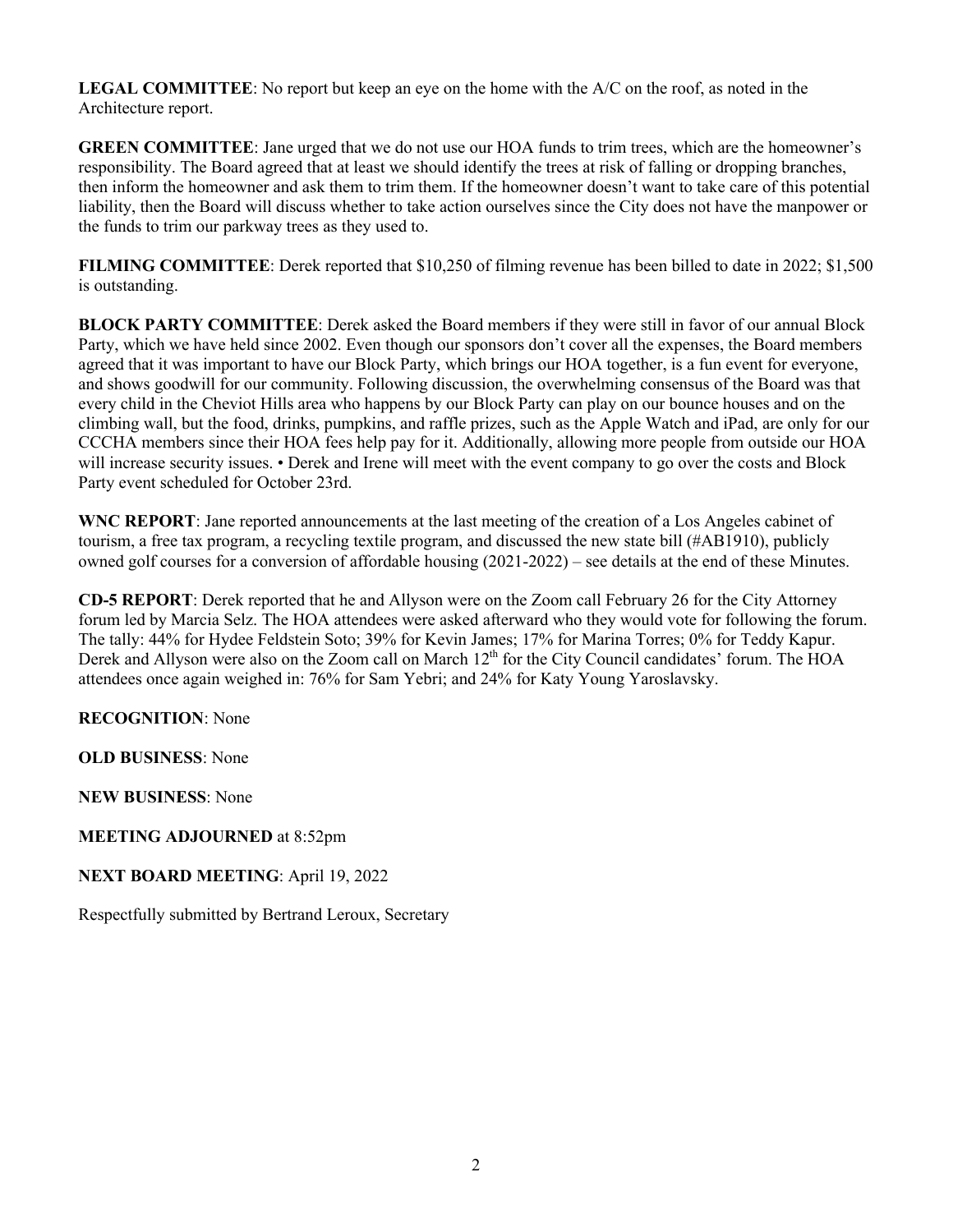**LEGAL COMMITTEE**: No report but keep an eye on the home with the A/C on the roof, as noted in the Architecture report.

**GREEN COMMITTEE**: Jane urged that we do not use our HOA funds to trim trees, which are the homeowner's responsibility. The Board agreed that at least we should identify the trees at risk of falling or dropping branches, then inform the homeowner and ask them to trim them. If the homeowner doesn't want to take care of this potential liability, then the Board will discuss whether to take action ourselves since the City does not have the manpower or the funds to trim our parkway trees as they used to.

**FILMING COMMITTEE**: Derek reported that $10,250 of filming revenue has been billed to date in 2022; $1,500 is outstanding.

**BLOCK PARTY COMMITTEE**: Derek asked the Board members if they were still in favor of our annual Block Party, which we have held since 2002. Even though our sponsors don't cover all the expenses, the Board members agreed that it was important to have our Block Party, which brings our HOA together, is a fun event for everyone, and shows goodwill for our community. Following discussion, the overwhelming consensus of the Board was that every child in the Cheviot Hills area who happens by our Block Party can play on our bounce houses and on the climbing wall, but the food, drinks, pumpkins, and raffle prizes, such as the Apple Watch and iPad, are only for our CCCHA members since their HOA fees help pay for it. Additionally, allowing more people from outside our HOA will increase security issues. • Derek and Irene will meet with the event company to go over the costs and Block Party event scheduled for October 23rd.

**WNC REPORT**: Jane reported announcements at the last meeting of the creation of a Los Angeles cabinet of tourism, a free tax program, a recycling textile program, and discussed the new state bill (#AB1910), publicly owned golf courses for a conversion of affordable housing (2021-2022) – see details at the end of these Minutes.

**CD-5 REPORT**: Derek reported that he and Allyson were on the Zoom call February 26 for the City Attorney forum led by Marcia Selz. The HOA attendees were asked afterward who they would vote for following the forum. The tally: 44% for Hydee Feldstein Soto; 39% for Kevin James; 17% for Marina Torres; 0% for Teddy Kapur. Derek and Allyson were also on the Zoom call on March 12th for the City Council candidates' forum. The HOA attendees once again weighed in: 76% for Sam Yebri; and 24% for Katy Young Yaroslavsky.

**RECOGNITION**: None

**OLD BUSINESS**: None

**NEW BUSINESS**: None

**MEETING ADJOURNED** at 8:52pm

**NEXT BOARD MEETING**: April 19, 2022

Respectfully submitted by Bertrand Leroux, Secretary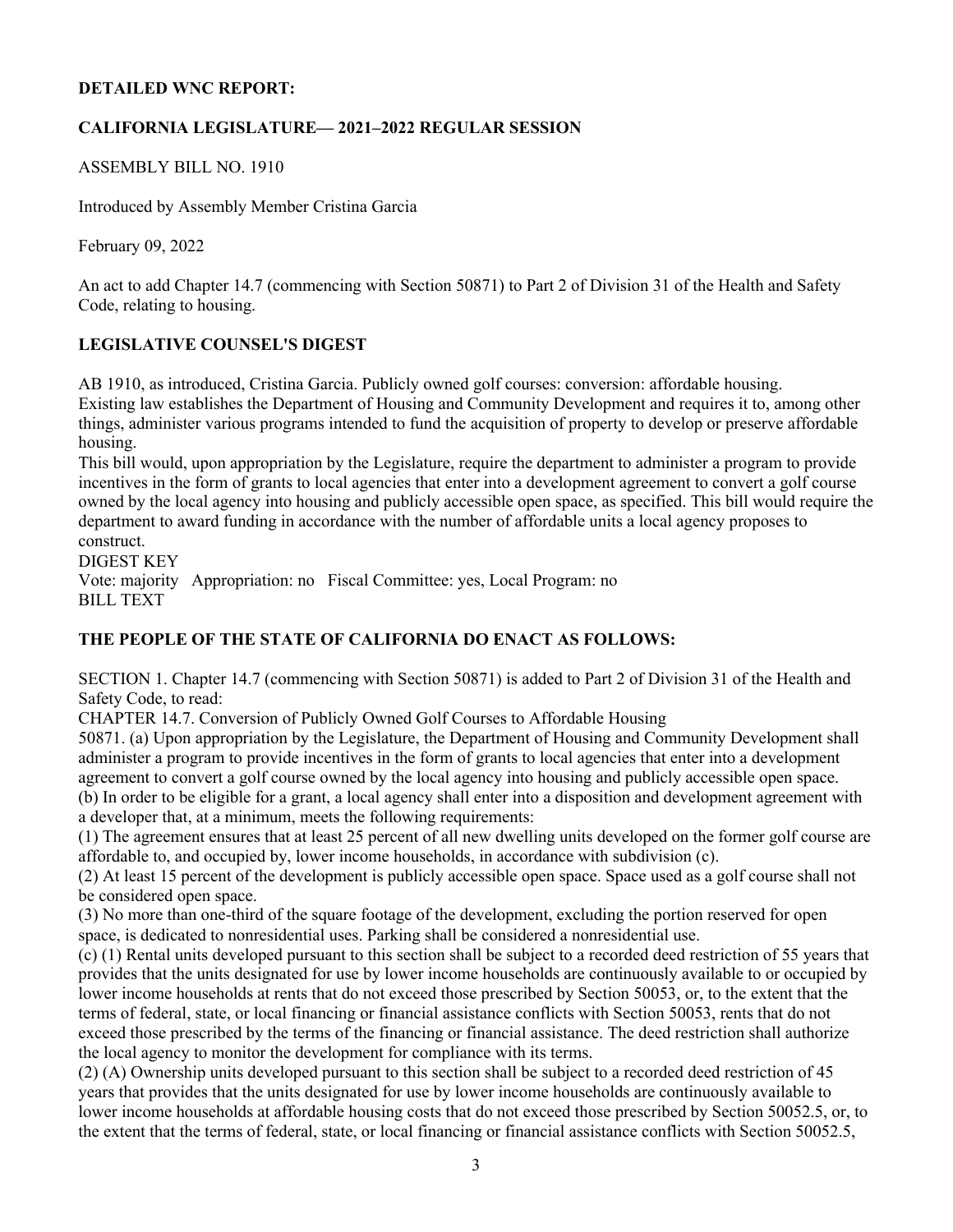**DETAILED WNC REPORT:**

**CALIFORNIA LEGISLATURE— 2021–2022 REGULAR SESSION**

ASSEMBLY BILL NO. 1910

Introduced by Assembly Member Cristina Garcia

February 09, 2022

An act to add Chapter 14.7 (commencing with Section 50871) to Part 2 of Division 31 of the Health and Safety Code, relating to housing.

**LEGISLATIVE COUNSEL'S DIGEST**

AB 1910, as introduced, Cristina Garcia. Publicly owned golf courses: conversion: affordable housing.
Existing law establishes the Department of Housing and Community Development and requires it to, among other things, administer various programs intended to fund the acquisition of property to develop or preserve affordable housing.
This bill would, upon appropriation by the Legislature, require the department to administer a program to provide incentives in the form of grants to local agencies that enter into a development agreement to convert a golf course owned by the local agency into housing and publicly accessible open space, as specified. This bill would require the department to award funding in accordance with the number of affordable units a local agency proposes to construct.
DIGEST KEY
Vote: majority Appropriation: no Fiscal Committee: yes, Local Program: no
BILL TEXT

**THE PEOPLE OF THE STATE OF CALIFORNIA DO ENACT AS FOLLOWS:**

SECTION 1. Chapter 14.7 (commencing with Section 50871) is added to Part 2 of Division 31 of the Health and Safety Code, to read:
CHAPTER 14.7. Conversion of Publicly Owned Golf Courses to Affordable Housing
50871. (a) Upon appropriation by the Legislature, the Department of Housing and Community Development shall administer a program to provide incentives in the form of grants to local agencies that enter into a development agreement to convert a golf course owned by the local agency into housing and publicly accessible open space.
(b) In order to be eligible for a grant, a local agency shall enter into a disposition and development agreement with a developer that, at a minimum, meets the following requirements:
(1) The agreement ensures that at least 25 percent of all new dwelling units developed on the former golf course are affordable to, and occupied by, lower income households, in accordance with subdivision (c).
(2) At least 15 percent of the development is publicly accessible open space. Space used as a golf course shall not be considered open space.
(3) No more than one-third of the square footage of the development, excluding the portion reserved for open space, is dedicated to nonresidential uses. Parking shall be considered a nonresidential use.
(c) (1) Rental units developed pursuant to this section shall be subject to a recorded deed restriction of 55 years that provides that the units designated for use by lower income households are continuously available to or occupied by lower income households at rents that do not exceed those prescribed by Section 50053, or, to the extent that the terms of federal, state, or local financing or financial assistance conflicts with Section 50053, rents that do not exceed those prescribed by the terms of the financing or financial assistance. The deed restriction shall authorize the local agency to monitor the development for compliance with its terms.
(2) (A) Ownership units developed pursuant to this section shall be subject to a recorded deed restriction of 45 years that provides that the units designated for use by lower income households are continuously available to lower income households at affordable housing costs that do not exceed those prescribed by Section 50052.5, or, to the extent that the terms of federal, state, or local financing or financial assistance conflicts with Section 50052.5,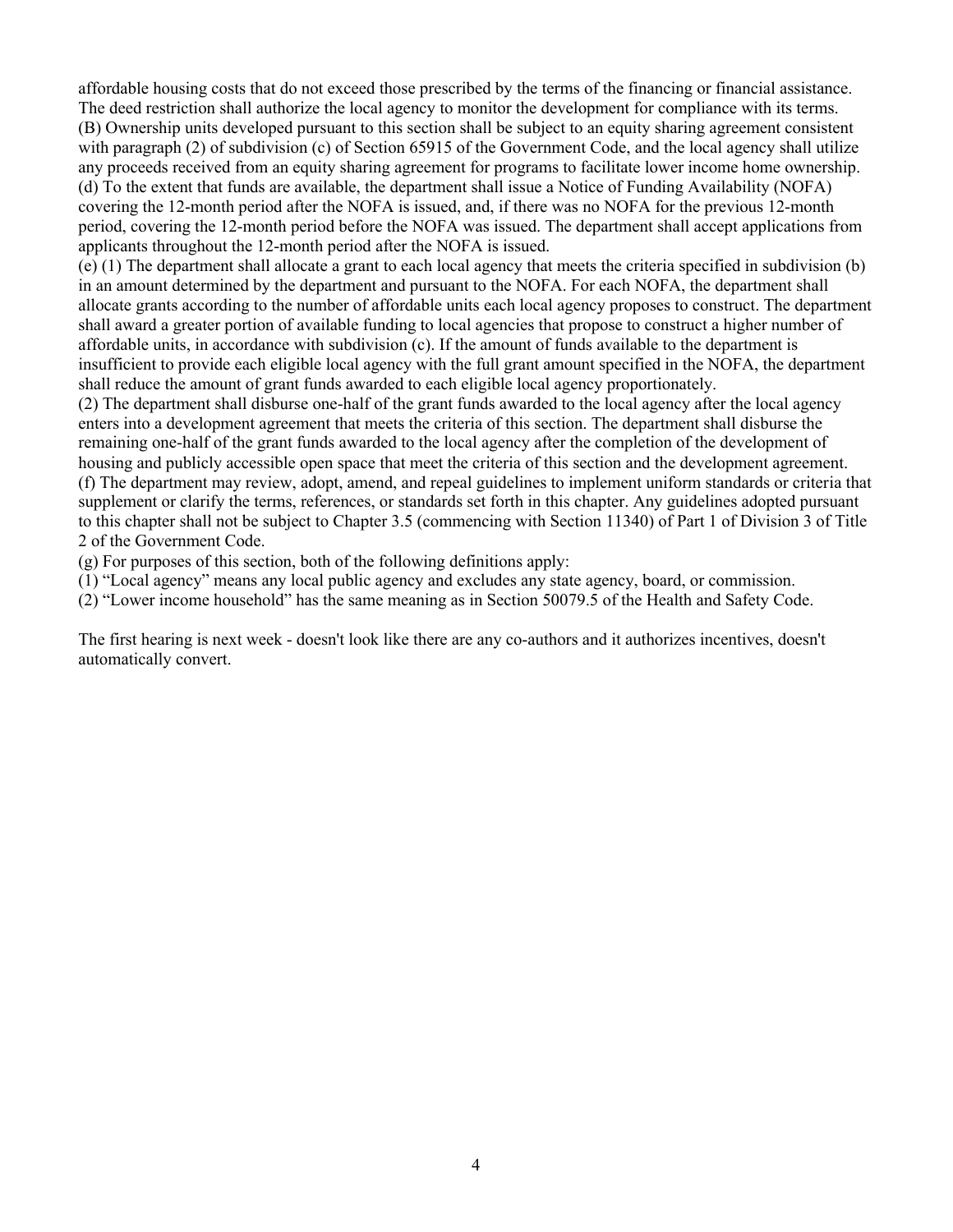affordable housing costs that do not exceed those prescribed by the terms of the financing or financial assistance. The deed restriction shall authorize the local agency to monitor the development for compliance with its terms.
(B) Ownership units developed pursuant to this section shall be subject to an equity sharing agreement consistent with paragraph (2) of subdivision (c) of Section 65915 of the Government Code, and the local agency shall utilize any proceeds received from an equity sharing agreement for programs to facilitate lower income home ownership.
(d) To the extent that funds are available, the department shall issue a Notice of Funding Availability (NOFA) covering the 12-month period after the NOFA is issued, and, if there was no NOFA for the previous 12-month period, covering the 12-month period before the NOFA was issued. The department shall accept applications from applicants throughout the 12-month period after the NOFA is issued.
(e) (1) The department shall allocate a grant to each local agency that meets the criteria specified in subdivision (b) in an amount determined by the department and pursuant to the NOFA. For each NOFA, the department shall allocate grants according to the number of affordable units each local agency proposes to construct. The department shall award a greater portion of available funding to local agencies that propose to construct a higher number of affordable units, in accordance with subdivision (c). If the amount of funds available to the department is insufficient to provide each eligible local agency with the full grant amount specified in the NOFA, the department shall reduce the amount of grant funds awarded to each eligible local agency proportionately.
(2) The department shall disburse one-half of the grant funds awarded to the local agency after the local agency enters into a development agreement that meets the criteria of this section. The department shall disburse the remaining one-half of the grant funds awarded to the local agency after the completion of the development of housing and publicly accessible open space that meet the criteria of this section and the development agreement.
(f) The department may review, adopt, amend, and repeal guidelines to implement uniform standards or criteria that supplement or clarify the terms, references, or standards set forth in this chapter. Any guidelines adopted pursuant to this chapter shall not be subject to Chapter 3.5 (commencing with Section 11340) of Part 1 of Division 3 of Title 2 of the Government Code.
(g) For purposes of this section, both of the following definitions apply:
(1) "Local agency" means any local public agency and excludes any state agency, board, or commission.
(2) "Lower income household" has the same meaning as in Section 50079.5 of the Health and Safety Code.

The first hearing is next week - doesn't look like there are any co-authors and it authorizes incentives, doesn't automatically convert.